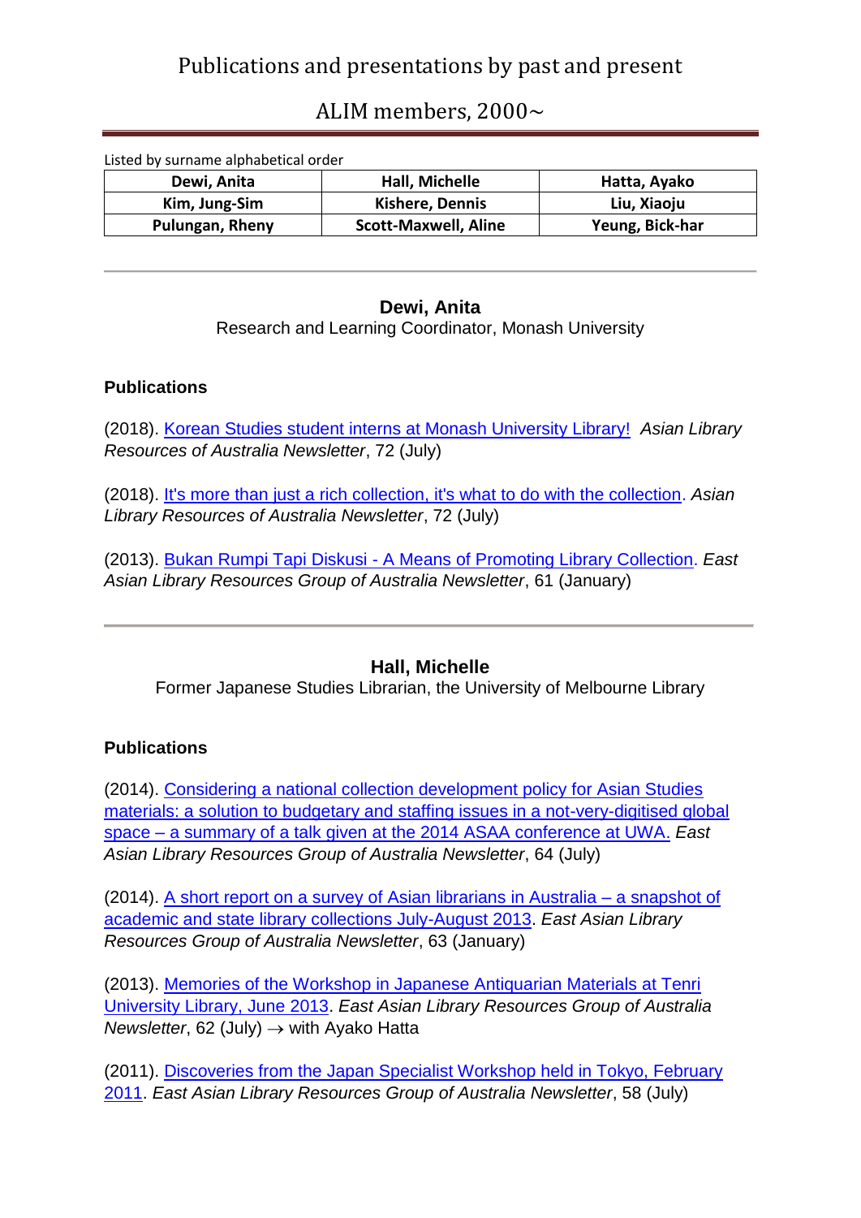# Publications and presentations by past and present ALIM members, 2000~

Listed by surname alphabetical order

| Dewi, Anita | Hall, Michelle | Hatta, Ayako |
|---|---|---|
| Kim, Jung-Sim | Kishere, Dennis | Liu, Xiaoju |
| Pulungan, Rheny | Scott-Maxwell, Aline | Yeung, Bick-har |

---

## Dewi, Anita

Research and Learning Coordinator, Monash University

### Publications

(2018). Korean Studies student interns at Monash University Library! *Asian Library Resources of Australia Newsletter*, 72 (July)

(2018). It's more than just a rich collection, it's what to do with the collection. *Asian Library Resources of Australia Newsletter*, 72 (July)

(2013). Bukan Rumpi Tapi Diskusi - A Means of Promoting Library Collection. *East Asian Library Resources Group of Australia Newsletter*, 61 (January)

---

## Hall, Michelle

Former Japanese Studies Librarian, the University of Melbourne Library

### Publications

(2014). Considering a national collection development policy for Asian Studies materials: a solution to budgetary and staffing issues in a not-very-digitised global space – a summary of a talk given at the 2014 ASAA conference at UWA. *East Asian Library Resources Group of Australia Newsletter*, 64 (July)

(2014). A short report on a survey of Asian librarians in Australia – a snapshot of academic and state library collections July-August 2013. *East Asian Library Resources Group of Australia Newsletter*, 63 (January)

(2013). Memories of the Workshop in Japanese Antiquarian Materials at Tenri University Library, June 2013. *East Asian Library Resources Group of Australia Newsletter*, 62 (July) → with Ayako Hatta

(2011). Discoveries from the Japan Specialist Workshop held in Tokyo, February 2011. *East Asian Library Resources Group of Australia Newsletter*, 58 (July)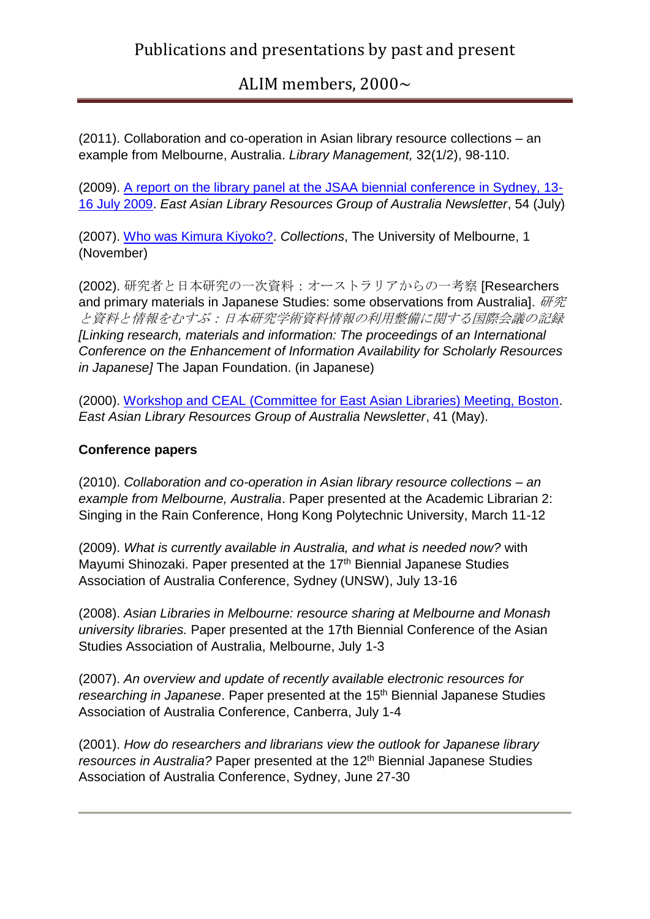(2011). Collaboration and co-operation in Asian library resource collections – an example from Melbourne, Australia. *Library Management,* 32(1/2), 98-110.

(2009). A report on the library panel at the JSAA biennial conference in Sydney, 13-16 July 2009. *East Asian Library Resources Group of Australia Newsletter*, 54 (July)

(2007). Who was Kimura Kiyoko?. *Collections*, The University of Melbourne, 1 (November)

(2002). 研究者と日本研究の一次資料：オーストラリアからの一考察 [Researchers and primary materials in Japanese Studies: some observations from Australia]. *研究と資料と情報をむすぶ：日本研究学術資料情報の利用整備に関する国際会議の記録 [Linking research, materials and information: The proceedings of an International Conference on the Enhancement of Information Availability for Scholarly Resources in Japanese]* The Japan Foundation. (in Japanese)

(2000). Workshop and CEAL (Committee for East Asian Libraries) Meeting, Boston. *East Asian Library Resources Group of Australia Newsletter*, 41 (May).

**Conference papers**

(2010). *Collaboration and co-operation in Asian library resource collections – an example from Melbourne, Australia*. Paper presented at the Academic Librarian 2: Singing in the Rain Conference, Hong Kong Polytechnic University, March 11-12

(2009). *What is currently available in Australia, and what is needed now?* with Mayumi Shinozaki. Paper presented at the 17th Biennial Japanese Studies Association of Australia Conference, Sydney (UNSW), July 13-16

(2008). *Asian Libraries in Melbourne: resource sharing at Melbourne and Monash university libraries.* Paper presented at the 17th Biennial Conference of the Asian Studies Association of Australia, Melbourne, July 1-3

(2007). *An overview and update of recently available electronic resources for researching in Japanese*. Paper presented at the 15th Biennial Japanese Studies Association of Australia Conference, Canberra, July 1-4

(2001). *How do researchers and librarians view the outlook for Japanese library resources in Australia?* Paper presented at the 12th Biennial Japanese Studies Association of Australia Conference, Sydney, June 27-30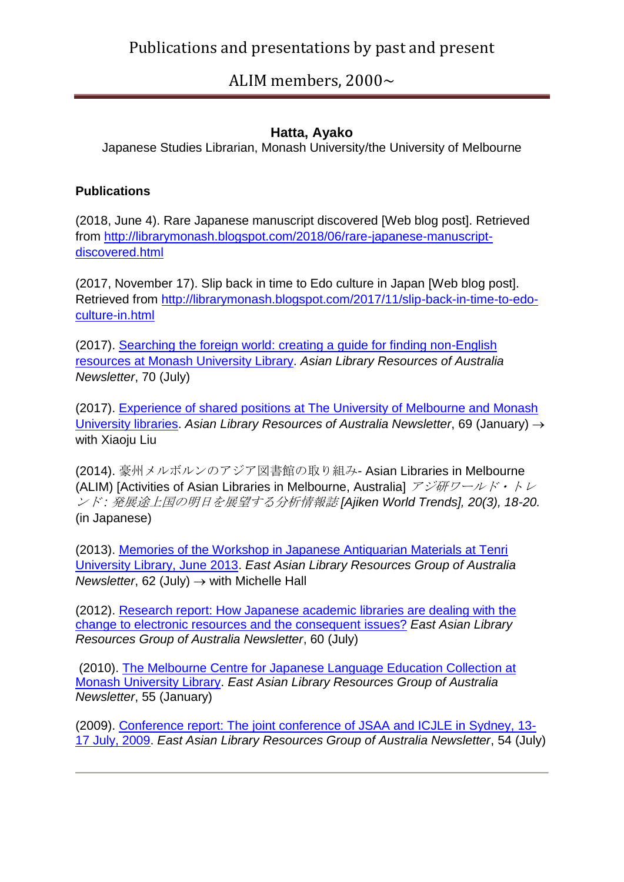# Publications and presentations by past and present ALIM members, 2000~

## Hatta, Ayako

Japanese Studies Librarian, Monash University/the University of Melbourne

### Publications

(2018, June 4). Rare Japanese manuscript discovered [Web blog post]. Retrieved from http://librarymonash.blogspot.com/2018/06/rare-japanese-manuscript-discovered.html

(2017, November 17). Slip back in time to Edo culture in Japan [Web blog post]. Retrieved from http://librarymonash.blogspot.com/2017/11/slip-back-in-time-to-edo-culture-in.html

(2017). Searching the foreign world: creating a guide for finding non-English resources at Monash University Library. *Asian Library Resources of Australia Newsletter*, 70 (July)

(2017). Experience of shared positions at The University of Melbourne and Monash University libraries. *Asian Library Resources of Australia Newsletter*, 69 (January) → with Xiaoju Liu

(2014). 豪州メルボルンのアジア図書館の取り組み- Asian Libraries in Melbourne (ALIM) [Activities of Asian Libraries in Melbourne, Australia] *アジ研ワールド・トレンド: 発展途上国の明日を展望する分析情報誌 [Ajiken World Trends], 20(3), 18-20.* (in Japanese)

(2013). Memories of the Workshop in Japanese Antiquarian Materials at Tenri University Library, June 2013. *East Asian Library Resources Group of Australia Newsletter*, 62 (July) → with Michelle Hall

(2012). Research report: How Japanese academic libraries are dealing with the change to electronic resources and the consequent issues? *East Asian Library Resources Group of Australia Newsletter*, 60 (July)

(2010). The Melbourne Centre for Japanese Language Education Collection at Monash University Library. *East Asian Library Resources Group of Australia Newsletter*, 55 (January)

(2009). Conference report: The joint conference of JSAA and ICJLE in Sydney, 13-17 July, 2009. *East Asian Library Resources Group of Australia Newsletter*, 54 (July)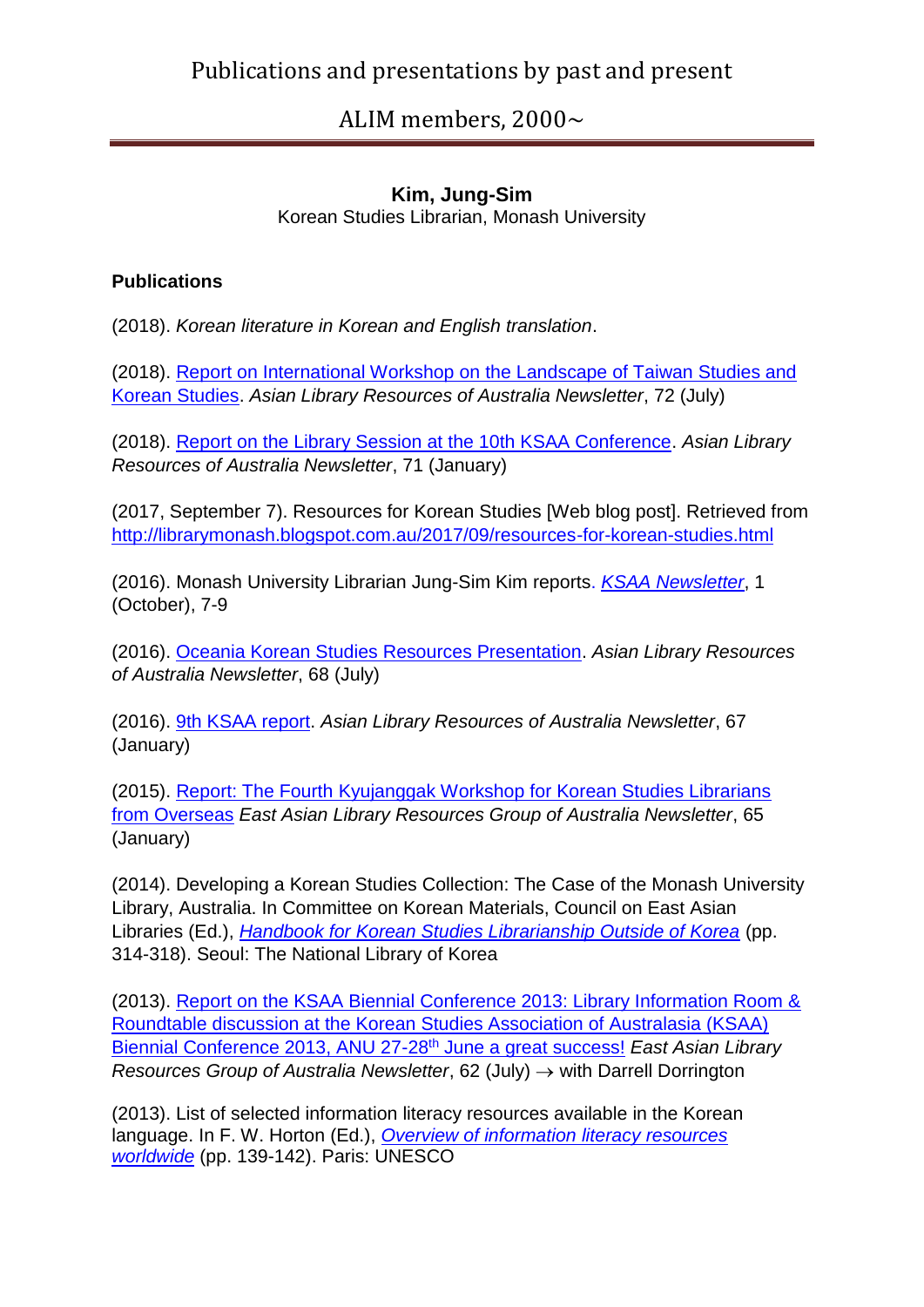# Publications and presentations by past and present ALIM members, 2000~

## Kim, Jung-Sim

Korean Studies Librarian, Monash University

### Publications

(2018). *Korean literature in Korean and English translation*.

(2018). Report on International Workshop on the Landscape of Taiwan Studies and Korean Studies. *Asian Library Resources of Australia Newsletter*, 72 (July)

(2018). Report on the Library Session at the 10th KSAA Conference. *Asian Library Resources of Australia Newsletter*, 71 (January)

(2017, September 7). Resources for Korean Studies [Web blog post]. Retrieved from http://librarymonash.blogspot.com.au/2017/09/resources-for-korean-studies.html

(2016). Monash University Librarian Jung-Sim Kim reports. *KSAA Newsletter*, 1 (October), 7-9

(2016). Oceania Korean Studies Resources Presentation. *Asian Library Resources of Australia Newsletter*, 68 (July)

(2016). 9th KSAA report. *Asian Library Resources of Australia Newsletter*, 67 (January)

(2015). Report: The Fourth Kyujanggak Workshop for Korean Studies Librarians from Overseas *East Asian Library Resources Group of Australia Newsletter*, 65 (January)

(2014). Developing a Korean Studies Collection: The Case of the Monash University Library, Australia. In Committee on Korean Materials, Council on East Asian Libraries (Ed.), *Handbook for Korean Studies Librarianship Outside of Korea* (pp. 314-318). Seoul: The National Library of Korea

(2013). Report on the KSAA Biennial Conference 2013: Library Information Room & Roundtable discussion at the Korean Studies Association of Australasia (KSAA) Biennial Conference 2013, ANU 27-28th June a great success! *East Asian Library Resources Group of Australia Newsletter*, 62 (July) → with Darrell Dorrington

(2013). List of selected information literacy resources available in the Korean language. In F. W. Horton (Ed.), *Overview of information literacy resources worldwide* (pp. 139-142). Paris: UNESCO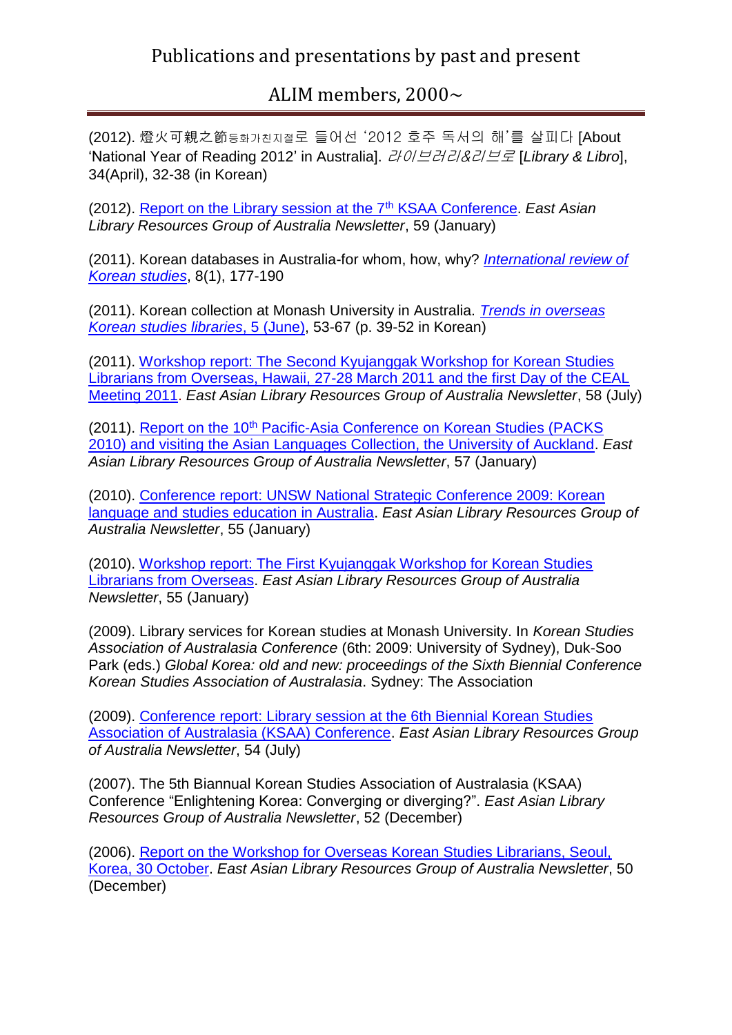Publications and presentations by past and present

ALIM members, 2000~

(2012). 燈火可親之節등화가친지절로 들어선 '2012 호주 독서의 해'를 살피다 [About 'National Year of Reading 2012' in Australia]. *라이브러리&리브로* [*Library & Libro*], 34(April), 32-38 (in Korean)

(2012). Report on the Library session at the 7th KSAA Conference. *East Asian Library Resources Group of Australia Newsletter*, 59 (January)

(2011). Korean databases in Australia-for whom, how, why? *International review of Korean studies*, 8(1), 177-190

(2011). Korean collection at Monash University in Australia. *Trends in overseas Korean studies libraries*, 5 (June), 53-67 (p. 39-52 in Korean)

(2011). Workshop report: The Second Kyujanggak Workshop for Korean Studies Librarians from Overseas, Hawaii, 27-28 March 2011 and the first Day of the CEAL Meeting 2011. *East Asian Library Resources Group of Australia Newsletter*, 58 (July)

(2011). Report on the 10th Pacific-Asia Conference on Korean Studies (PACKS 2010) and visiting the Asian Languages Collection, the University of Auckland. *East Asian Library Resources Group of Australia Newsletter*, 57 (January)

(2010). Conference report: UNSW National Strategic Conference 2009: Korean language and studies education in Australia. *East Asian Library Resources Group of Australia Newsletter*, 55 (January)

(2010). Workshop report: The First Kyujanggak Workshop for Korean Studies Librarians from Overseas. *East Asian Library Resources Group of Australia Newsletter*, 55 (January)

(2009). Library services for Korean studies at Monash University. In *Korean Studies Association of Australasia Conference* (6th: 2009: University of Sydney), Duk-Soo Park (eds.) *Global Korea: old and new: proceedings of the Sixth Biennial Conference Korean Studies Association of Australasia*. Sydney: The Association

(2009). Conference report: Library session at the 6th Biennial Korean Studies Association of Australasia (KSAA) Conference. *East Asian Library Resources Group of Australia Newsletter*, 54 (July)

(2007). The 5th Biannual Korean Studies Association of Australasia (KSAA) Conference "Enlightening Korea: Converging or diverging?". *East Asian Library Resources Group of Australia Newsletter*, 52 (December)

(2006). Report on the Workshop for Overseas Korean Studies Librarians, Seoul, Korea, 30 October. *East Asian Library Resources Group of Australia Newsletter*, 50 (December)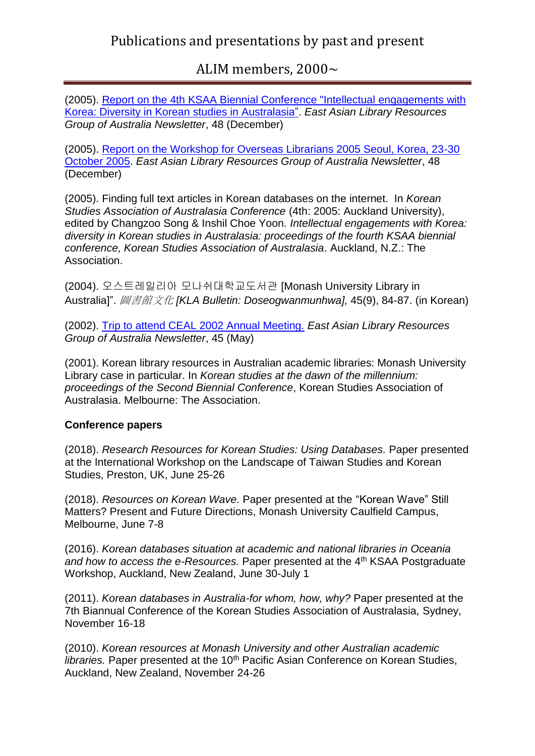(2005). Report on the 4th KSAA Biennial Conference "Intellectual engagements with Korea: Diversity in Korean studies in Australasia”. *East Asian Library Resources Group of Australia Newsletter*, 48 (December)

(2005). Report on the Workshop for Overseas Librarians 2005 Seoul, Korea, 23-30 October 2005. *East Asian Library Resources Group of Australia Newsletter*, 48 (December)

(2005). Finding full text articles in Korean databases on the internet. In *Korean Studies Association of Australasia Conference* (4th: 2005: Auckland University), edited by Changzoo Song & Inshil Choe Yoon. *Intellectual engagements with Korea: diversity in Korean studies in Australasia: proceedings of the fourth KSAA biennial conference, Korean Studies Association of Australasia*. Auckland, N.Z.: The Association.

(2004). 오스트레일리아 모나쉬대학교도서관 [Monash University Library in Australia]". *圖書館文化 [KLA Bulletin: Doseogwanmunhwa],* 45(9), 84-87. (in Korean)

(2002). Trip to attend CEAL 2002 Annual Meeting. *East Asian Library Resources Group of Australia Newsletter*, 45 (May)

(2001). Korean library resources in Australian academic libraries: Monash University Library case in particular. In *Korean studies at the dawn of the millennium: proceedings of the Second Biennial Conference*, Korean Studies Association of Australasia. Melbourne: The Association.

**Conference papers**

(2018). *Research Resources for Korean Studies: Using Databases.* Paper presented at the International Workshop on the Landscape of Taiwan Studies and Korean Studies, Preston, UK, June 25-26

(2018). *Resources on Korean Wave.* Paper presented at the “Korean Wave” Still Matters? Present and Future Directions, Monash University Caulfield Campus, Melbourne, June 7-8

(2016). *Korean databases situation at academic and national libraries in Oceania and how to access the e-Resources.* Paper presented at the 4th KSAA Postgraduate Workshop, Auckland, New Zealand, June 30-July 1

(2011). *Korean databases in Australia-for whom, how, why?* Paper presented at the 7th Biannual Conference of the Korean Studies Association of Australasia, Sydney, November 16-18

(2010). *Korean resources at Monash University and other Australian academic libraries.* Paper presented at the 10th Pacific Asian Conference on Korean Studies, Auckland, New Zealand, November 24-26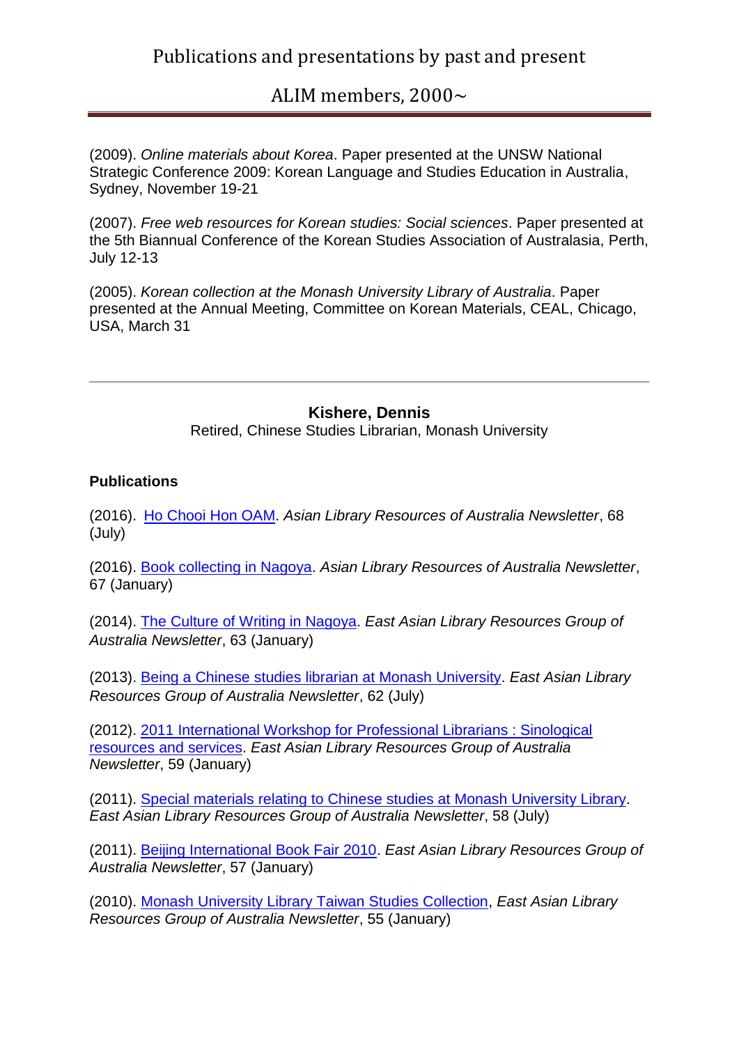(2009). *Online materials about Korea*. Paper presented at the UNSW National Strategic Conference 2009: Korean Language and Studies Education in Australia, Sydney, November 19-21

(2007). *Free web resources for Korean studies: Social sciences*. Paper presented at the 5th Biannual Conference of the Korean Studies Association of Australasia, Perth, July 12-13

(2005). *Korean collection at the Monash University Library of Australia*. Paper presented at the Annual Meeting, Committee on Korean Materials, CEAL, Chicago, USA, March 31

---

**Kishere, Dennis**

Retired, Chinese Studies Librarian, Monash University

**Publications**

(2016). Ho Chooi Hon OAM. *Asian Library Resources of Australia Newsletter*, 68 (July)

(2016). Book collecting in Nagoya. *Asian Library Resources of Australia Newsletter*, 67 (January)

(2014). The Culture of Writing in Nagoya. *East Asian Library Resources Group of Australia Newsletter*, 63 (January)

(2013). Being a Chinese studies librarian at Monash University. *East Asian Library Resources Group of Australia Newsletter*, 62 (July)

(2012). 2011 International Workshop for Professional Librarians : Sinological resources and services. *East Asian Library Resources Group of Australia Newsletter*, 59 (January)

(2011). Special materials relating to Chinese studies at Monash University Library. *East Asian Library Resources Group of Australia Newsletter*, 58 (July)

(2011). Beijing International Book Fair 2010. *East Asian Library Resources Group of Australia Newsletter*, 57 (January)

(2010). Monash University Library Taiwan Studies Collection, *East Asian Library Resources Group of Australia Newsletter*, 55 (January)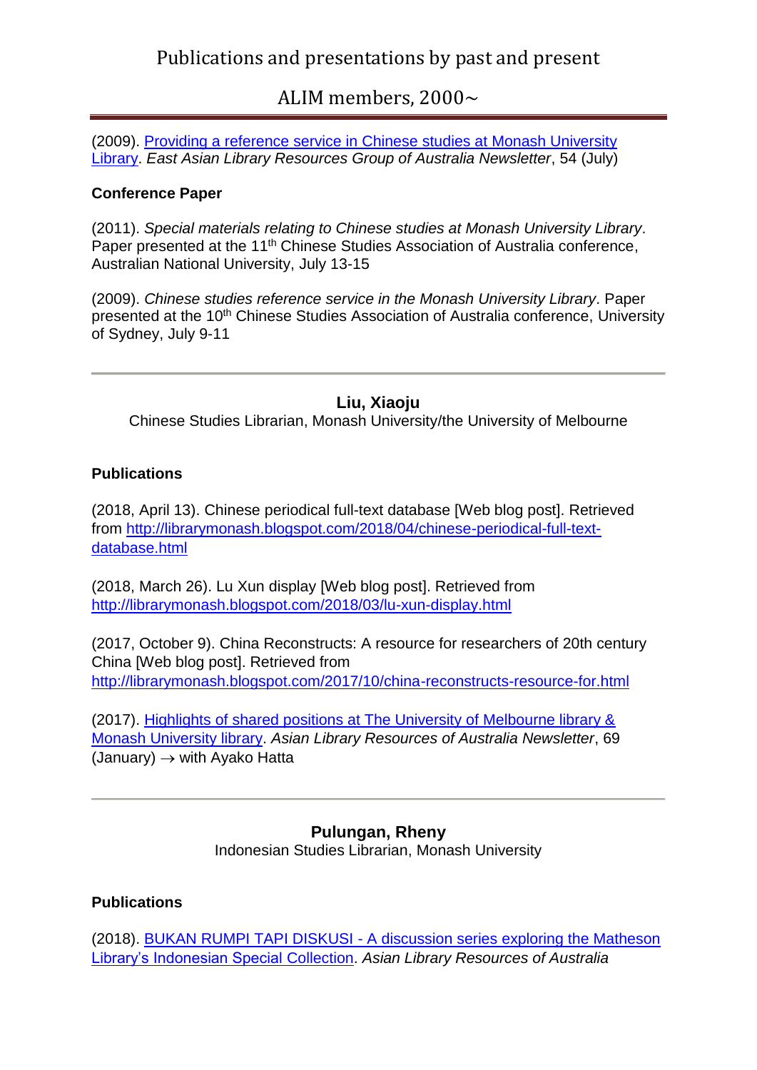(2009). [Providing a reference service in Chinese studies at Monash University Library](). *East Asian Library Resources Group of Australia Newsletter*, 54 (July)

**Conference Paper**

(2011). *Special materials relating to Chinese studies at Monash University Library*. Paper presented at the 11th Chinese Studies Association of Australia conference, Australian National University, July 13-15

(2009). *Chinese studies reference service in the Monash University Library*. Paper presented at the 10th Chinese Studies Association of Australia conference, University of Sydney, July 9-11

---

## Liu, Xiaoju

Chinese Studies Librarian, Monash University/the University of Melbourne

**Publications**

(2018, April 13). Chinese periodical full-text database [Web blog post]. Retrieved from http://librarymonash.blogspot.com/2018/04/chinese-periodical-full-text-database.html

(2018, March 26). Lu Xun display [Web blog post]. Retrieved from http://librarymonash.blogspot.com/2018/03/lu-xun-display.html

(2017, October 9). China Reconstructs: A resource for researchers of 20th century China [Web blog post]. Retrieved from http://librarymonash.blogspot.com/2017/10/china-reconstructs-resource-for.html

(2017). [Highlights of shared positions at The University of Melbourne library & Monash University library](). *Asian Library Resources of Australia Newsletter*, 69 (January) → with Ayako Hatta

---

## Pulungan, Rheny

Indonesian Studies Librarian, Monash University

**Publications**

(2018). [BUKAN RUMPI TAPI DISKUSI - A discussion series exploring the Matheson Library's Indonesian Special Collection](). *Asian Library Resources of Australia*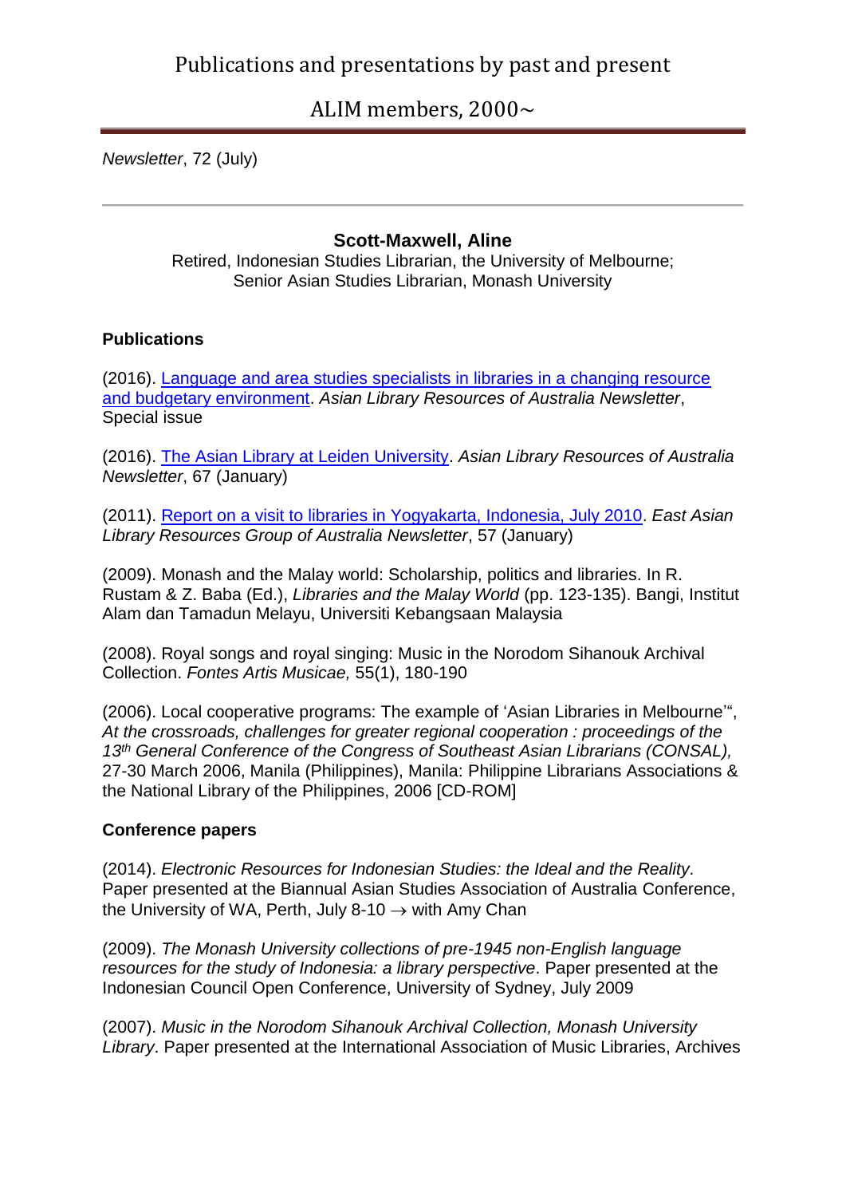*Newsletter*, 72 (July)

---

### Scott-Maxwell, Aline

Retired, Indonesian Studies Librarian, the University of Melbourne; Senior Asian Studies Librarian, Monash University

#### Publications

(2016). [Language and area studies specialists in libraries in a changing resource and budgetary environment](). *Asian Library Resources of Australia Newsletter*, Special issue

(2016). [The Asian Library at Leiden University](). *Asian Library Resources of Australia Newsletter*, 67 (January)

(2011). [Report on a visit to libraries in Yogyakarta, Indonesia, July 2010](). *East Asian Library Resources Group of Australia Newsletter*, 57 (January)

(2009). Monash and the Malay world: Scholarship, politics and libraries. In R. Rustam & Z. Baba (Ed.), *Libraries and the Malay World* (pp. 123-135). Bangi, Institut Alam dan Tamadun Melayu, Universiti Kebangsaan Malaysia

(2008). Royal songs and royal singing: Music in the Norodom Sihanouk Archival Collection. *Fontes Artis Musicae,* 55(1), 180-190

(2006). Local cooperative programs: The example of 'Asian Libraries in Melbourne'", *At the crossroads, challenges for greater regional cooperation : proceedings of the 13th General Conference of the Congress of Southeast Asian Librarians (CONSAL),* 27-30 March 2006, Manila (Philippines), Manila: Philippine Librarians Associations & the National Library of the Philippines, 2006 [CD-ROM]

#### Conference papers

(2014). *Electronic Resources for Indonesian Studies: the Ideal and the Reality.* Paper presented at the Biannual Asian Studies Association of Australia Conference, the University of WA, Perth, July 8-10 → with Amy Chan

(2009). *The Monash University collections of pre-1945 non-English language resources for the study of Indonesia: a library perspective*. Paper presented at the Indonesian Council Open Conference, University of Sydney, July 2009

(2007). *Music in the Norodom Sihanouk Archival Collection, Monash University Library*. Paper presented at the International Association of Music Libraries, Archives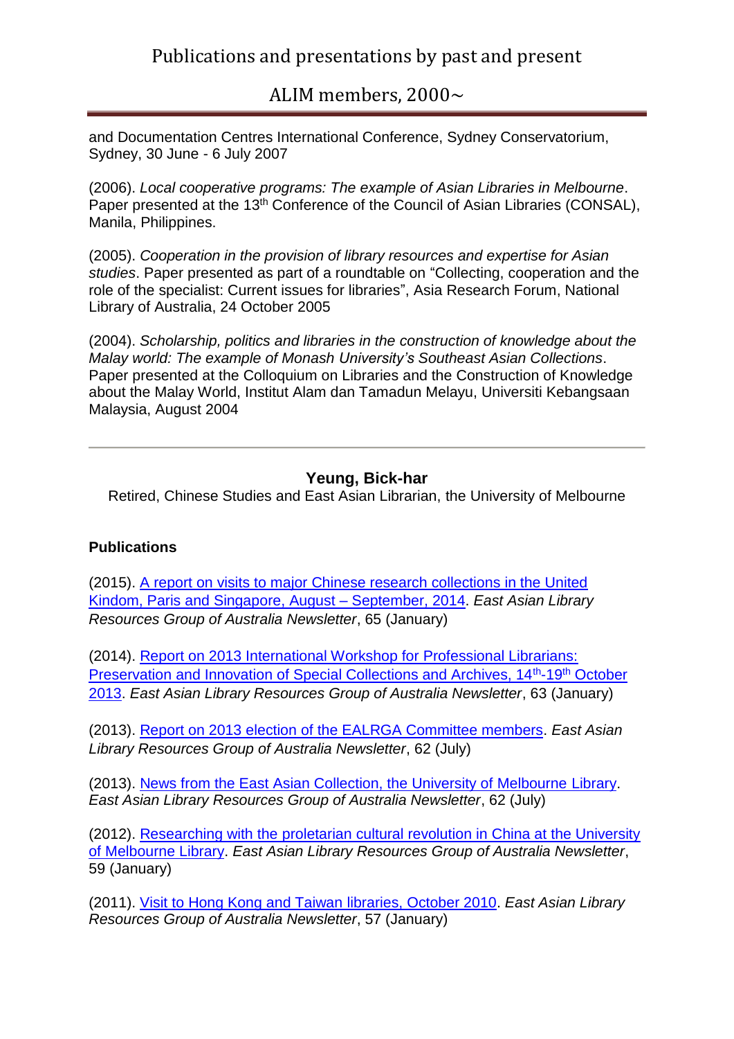and Documentation Centres International Conference, Sydney Conservatorium, Sydney, 30 June - 6 July 2007

(2006). *Local cooperative programs: The example of Asian Libraries in Melbourne*. Paper presented at the 13th Conference of the Council of Asian Libraries (CONSAL), Manila, Philippines.

(2005). *Cooperation in the provision of library resources and expertise for Asian studies*. Paper presented as part of a roundtable on "Collecting, cooperation and the role of the specialist: Current issues for libraries", Asia Research Forum, National Library of Australia, 24 October 2005

(2004). *Scholarship, politics and libraries in the construction of knowledge about the Malay world: The example of Monash University's Southeast Asian Collections*. Paper presented at the Colloquium on Libraries and the Construction of Knowledge about the Malay World, Institut Alam dan Tamadun Melayu, Universiti Kebangsaan Malaysia, August 2004

---

### Yeung, Bick-har

Retired, Chinese Studies and East Asian Librarian, the University of Melbourne

**Publications**

(2015). A report on visits to major Chinese research collections in the United Kindom, Paris and Singapore, August – September, 2014. *East Asian Library Resources Group of Australia Newsletter*, 65 (January)

(2014). Report on 2013 International Workshop for Professional Librarians: Preservation and Innovation of Special Collections and Archives, 14th-19th October 2013. *East Asian Library Resources Group of Australia Newsletter*, 63 (January)

(2013). Report on 2013 election of the EALRGA Committee members. *East Asian Library Resources Group of Australia Newsletter*, 62 (July)

(2013). News from the East Asian Collection, the University of Melbourne Library. *East Asian Library Resources Group of Australia Newsletter*, 62 (July)

(2012). Researching with the proletarian cultural revolution in China at the University of Melbourne Library. *East Asian Library Resources Group of Australia Newsletter*, 59 (January)

(2011). Visit to Hong Kong and Taiwan libraries, October 2010. *East Asian Library Resources Group of Australia Newsletter*, 57 (January)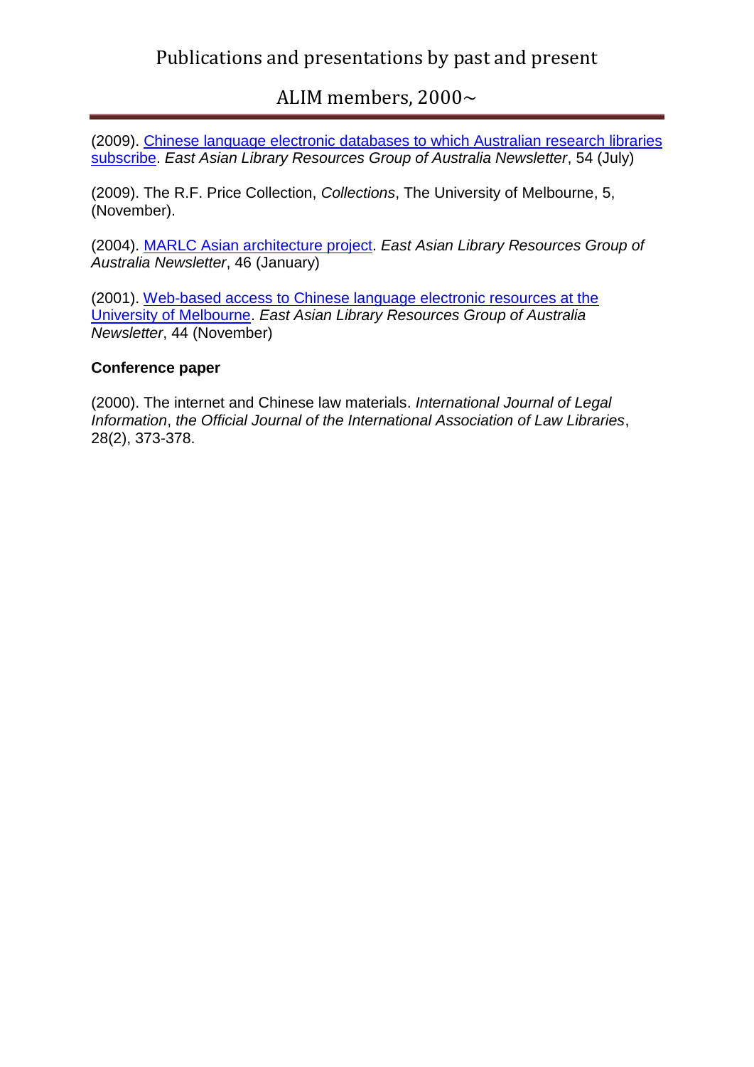(2009). Chinese language electronic databases to which Australian research libraries subscribe. *East Asian Library Resources Group of Australia Newsletter*, 54 (July)

(2009). The R.F. Price Collection, *Collections*, The University of Melbourne, 5, (November).

(2004). MARLC Asian architecture project. *East Asian Library Resources Group of Australia Newsletter*, 46 (January)

(2001). Web-based access to Chinese language electronic resources at the University of Melbourne. *East Asian Library Resources Group of Australia Newsletter*, 44 (November)

**Conference paper**

(2000). The internet and Chinese law materials. *International Journal of Legal Information*, *the Official Journal of the International Association of Law Libraries*, 28(2), 373-378.